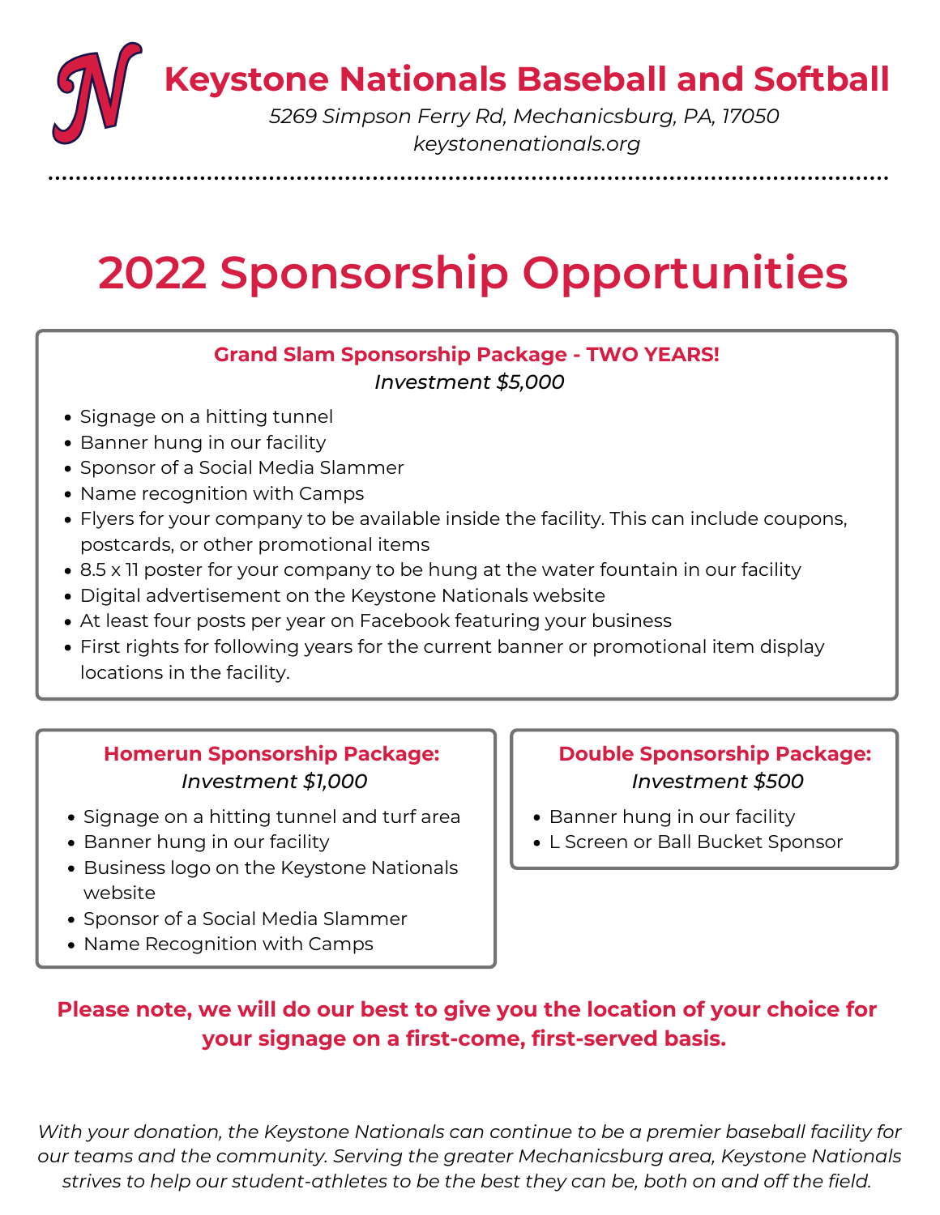# Keystone Nationals Baseball and Softball

*5269 Simpson Ferry Rd, Mechanicsburg, PA, 17050*
*keystonenationals.org*

# 2022 Sponsorship Opportunities

## Grand Slam Sponsorship Package - TWO YEARS!

*Investment $5,000*

- Signage on a hitting tunnel
- Banner hung in our facility
- Sponsor of a Social Media Slammer
- Name recognition with Camps
- Flyers for your company to be available inside the facility. This can include coupons, postcards, or other promotional items
- 8.5 x 11 poster for your company to be hung at the water fountain in our facility
- Digital advertisement on the Keystone Nationals website
- At least four posts per year on Facebook featuring your business
- First rights for following years for the current banner or promotional item display locations in the facility.

## Homerun Sponsorship Package:

*Investment $1,000*

- Signage on a hitting tunnel and turf area
- Banner hung in our facility
- Business logo on the Keystone Nationals website
- Sponsor of a Social Media Slammer
- Name Recognition with Camps

## Double Sponsorship Package:

*Investment $500*

- Banner hung in our facility
- L Screen or Ball Bucket Sponsor

**Please note, we will do our best to give you the location of your choice for your signage on a first-come, first-served basis.**

*With your donation, the Keystone Nationals can continue to be a premier baseball facility for our teams and the community. Serving the greater Mechanicsburg area, Keystone Nationals strives to help our student-athletes to be the best they can be, both on and off the field.*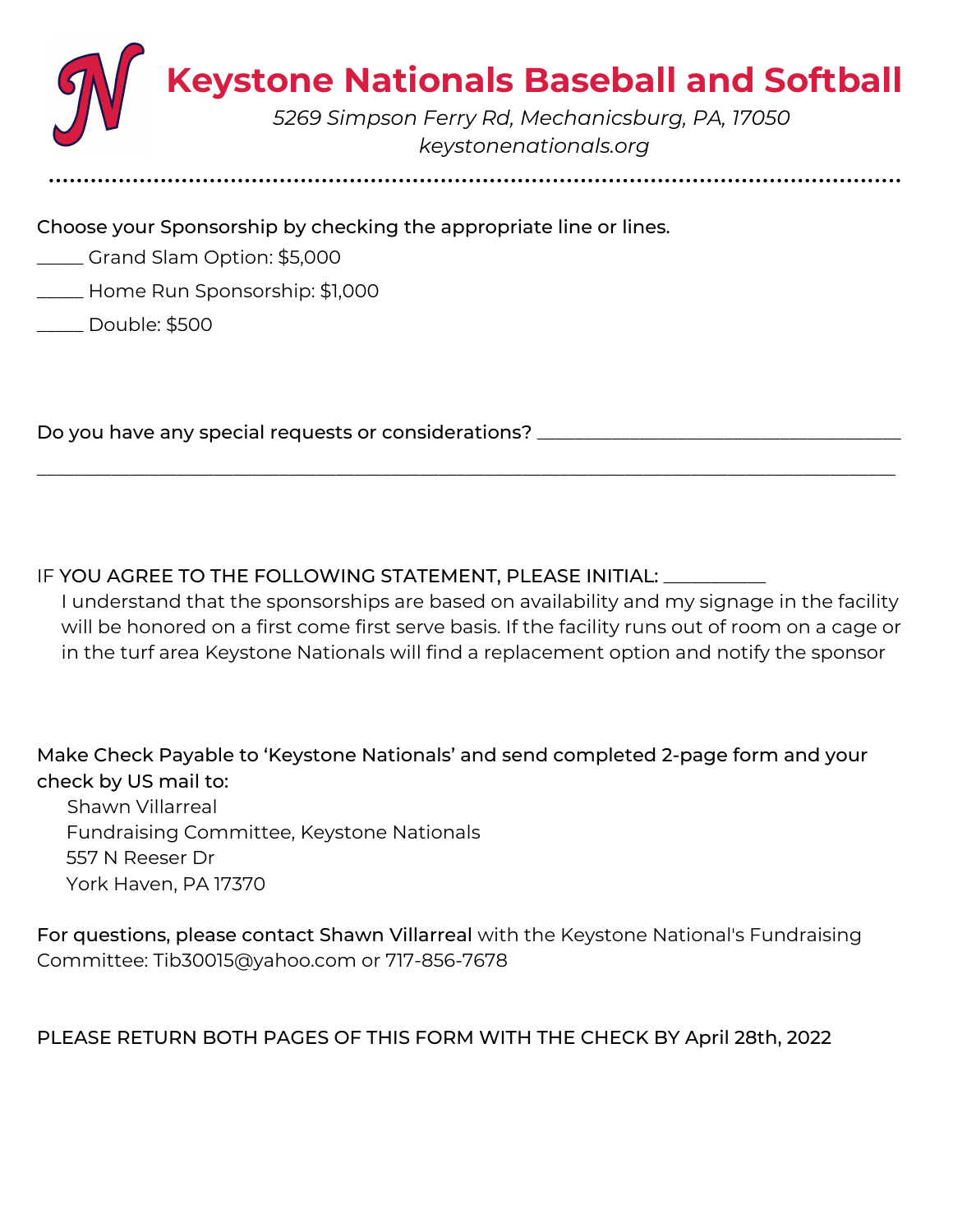# Keystone Nationals Baseball and Softball

*5269 Simpson Ferry Rd, Mechanicsburg, PA, 17050*
*keystonenationals.org*

Choose your Sponsorship by checking the appropriate line or lines.

_____ Grand Slam Option: $5,000

_____ Home Run Sponsorship: $1,000

_____ Double: $500

Do you have any special requests or considerations? ______________________________________

____________________________________________________________________________________

IF YOU AGREE TO THE FOLLOWING STATEMENT, PLEASE INITIAL: __________

I understand that the sponsorships are based on availability and my signage in the facility will be honored on a first come first serve basis. If the facility runs out of room on a cage or in the turf area Keystone Nationals will find a replacement option and notify the sponsor

Make Check Payable to 'Keystone Nationals' and send completed 2-page form and your check by US mail to:

Shawn Villarreal
Fundraising Committee, Keystone Nationals
557 N Reeser Dr
York Haven, PA 17370

For questions, please contact Shawn Villarreal with the Keystone National's Fundraising Committee: Tib30015@yahoo.com or 717-856-7678

PLEASE RETURN BOTH PAGES OF THIS FORM WITH THE CHECK BY April 28th, 2022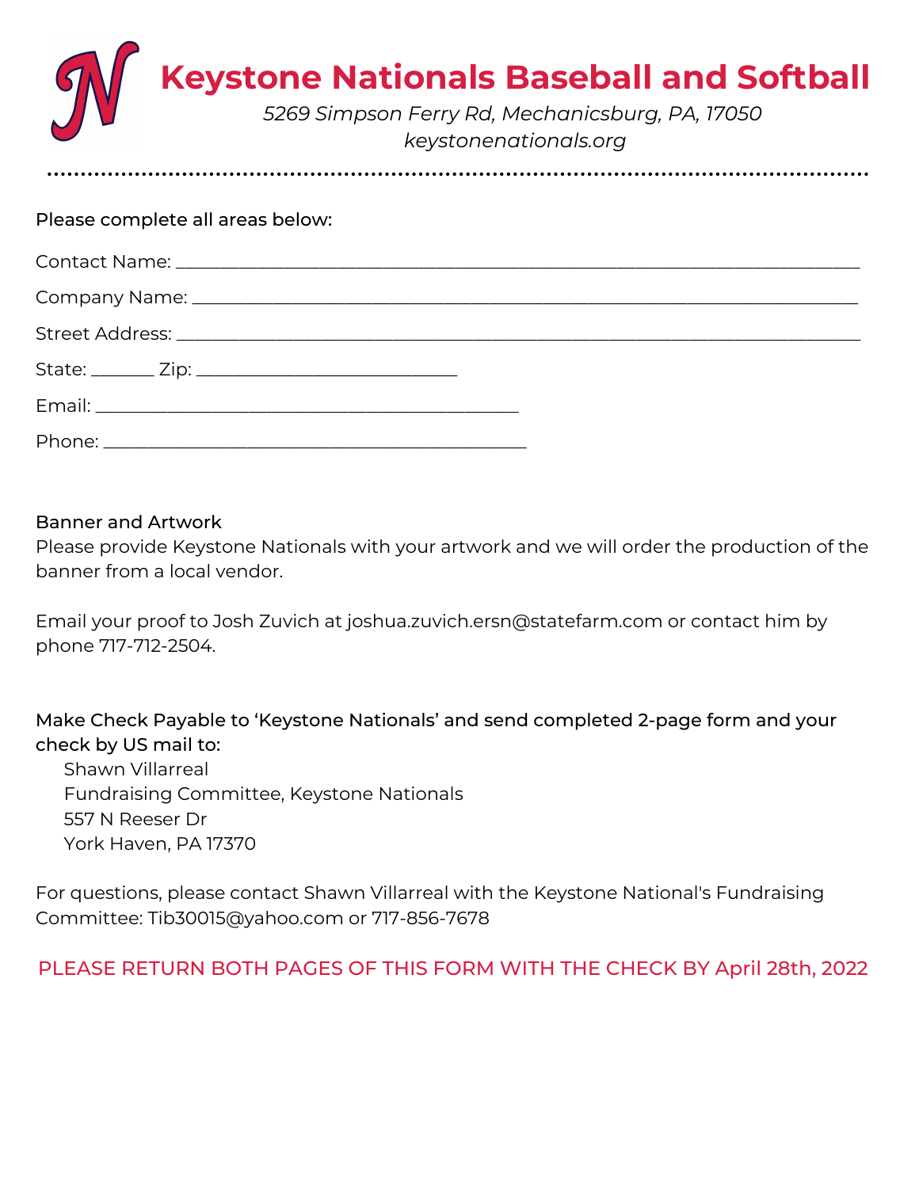# Keystone Nationals Baseball and Softball

*5269 Simpson Ferry Rd, Mechanicsburg, PA, 17050*
*keystonenationals.org*

Please complete all areas below:

Contact Name: ______________________________________________

Company Name: ______________________________________________

Street Address: ______________________________________________

State: _______ Zip: ___________________________

Email: ______________________________________________

Phone: ______________________________________________

Banner and Artwork
Please provide Keystone Nationals with your artwork and we will order the production of the banner from a local vendor.

Email your proof to Josh Zuvich at joshua.zuvich.ersn@statefarm.com or contact him by phone 717-712-2504.

Make Check Payable to 'Keystone Nationals' and send completed 2-page form and your check by US mail to:

Shawn Villarreal
Fundraising Committee, Keystone Nationals
557 N Reeser Dr
York Haven, PA 17370

For questions, please contact Shawn Villarreal with the Keystone National's Fundraising Committee: Tib30015@yahoo.com or 717-856-7678

PLEASE RETURN BOTH PAGES OF THIS FORM WITH THE CHECK BY April 28th, 2022